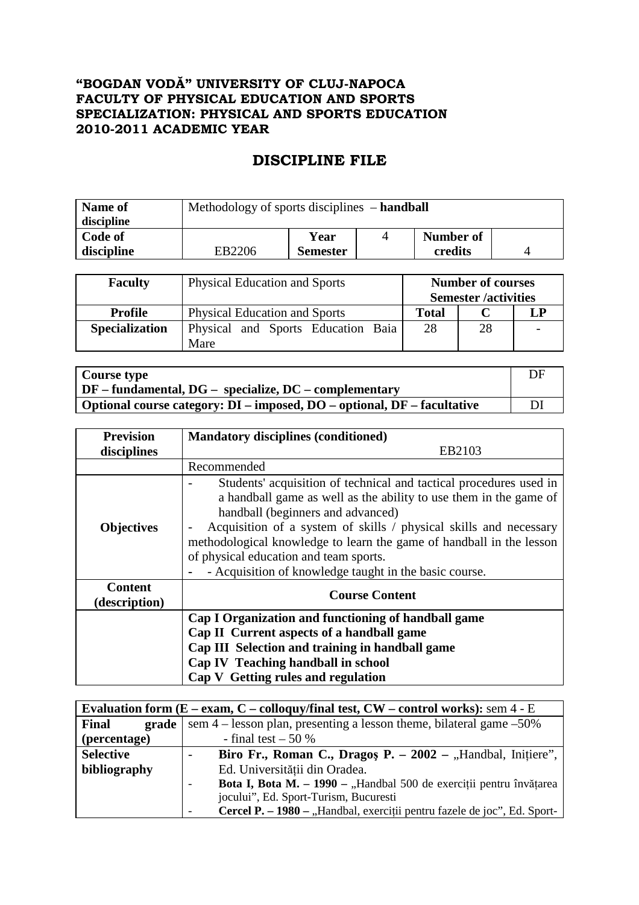**"BOGDAN VODĂ" UNIVERSITY OF CLUJ-NAPOCA**
**FACULTY OF PHYSICAL EDUCATION AND SPORTS**
**SPECIALIZATION: PHYSICAL AND SPORTS EDUCATION**
**2010-2011 ACADEMIC YEAR**

# DISCIPLINE FILE

| **Name of discipline** | Methodology of sports disciplines – **handball** | | | | |
|---|---|---|---|---|---|
| **Code of discipline** | EB2206 | **Year Semester** | 4 | **Number of credits** | 4 |

| **Faculty** | Physical Education and Sports | **Number of courses Semester /activities** | | |
|---|---|---|---|---|
| **Profile** | Physical Education and Sports | **Total** | **C** | **LP** |
| **Specialization** | Physical and Sports Education Baia Mare | 28 | 28 | - |

| **Course type** DF – fundamental, DG – specialize, DC – complementary | DF |
|---|---|
| **Optional course category: DI – imposed, DO – optional, DF – facultative** | DI |

| **Prevision disciplines** | **Mandatory disciplines (conditioned)** EB2103 |
|---|---|
| | Recommended |
| **Objectives** | - Students' acquisition of technical and tactical procedures used in a handball game as well as the ability to use them in the game of handball (beginners and advanced)<br>- Acquisition of a system of skills / physical skills and necessary methodological knowledge to learn the game of handball in the lesson of physical education and team sports.<br>- - Acquisition of knowledge taught in the basic course. |
| **Content (description)** | **Course Content** |
| | **Cap I Organization and functioning of handball game**<br>**Cap II Current aspects of a handball game**<br>**Cap III Selection and training in handball game**<br>**Cap IV Teaching handball in school**<br>**Cap V Getting rules and regulation** |

| **Evaluation form (E – exam, C – colloquy/final test, CW – control works):** sem 4 - E | |
|---|---|
| **Final grade (percentage)** | sem 4 – lesson plan, presenting a lesson theme, bilateral game –50%<br>- final test – 50 % |
| **Selective bibliography** | - **Biro Fr., Roman C., Dragoş P. – 2002 –** „Handbal, Inițiere", Ed. Universității din Oradea.<br>- **Bota I, Bota M. – 1990 –** „Handbal 500 de exerciții pentru învățarea jocului", Ed. Sport-Turism, Bucuresti<br>- **Cercel P. – 1980 –** „Handbal, exerciții pentru fazele de joc", Ed. Sport- |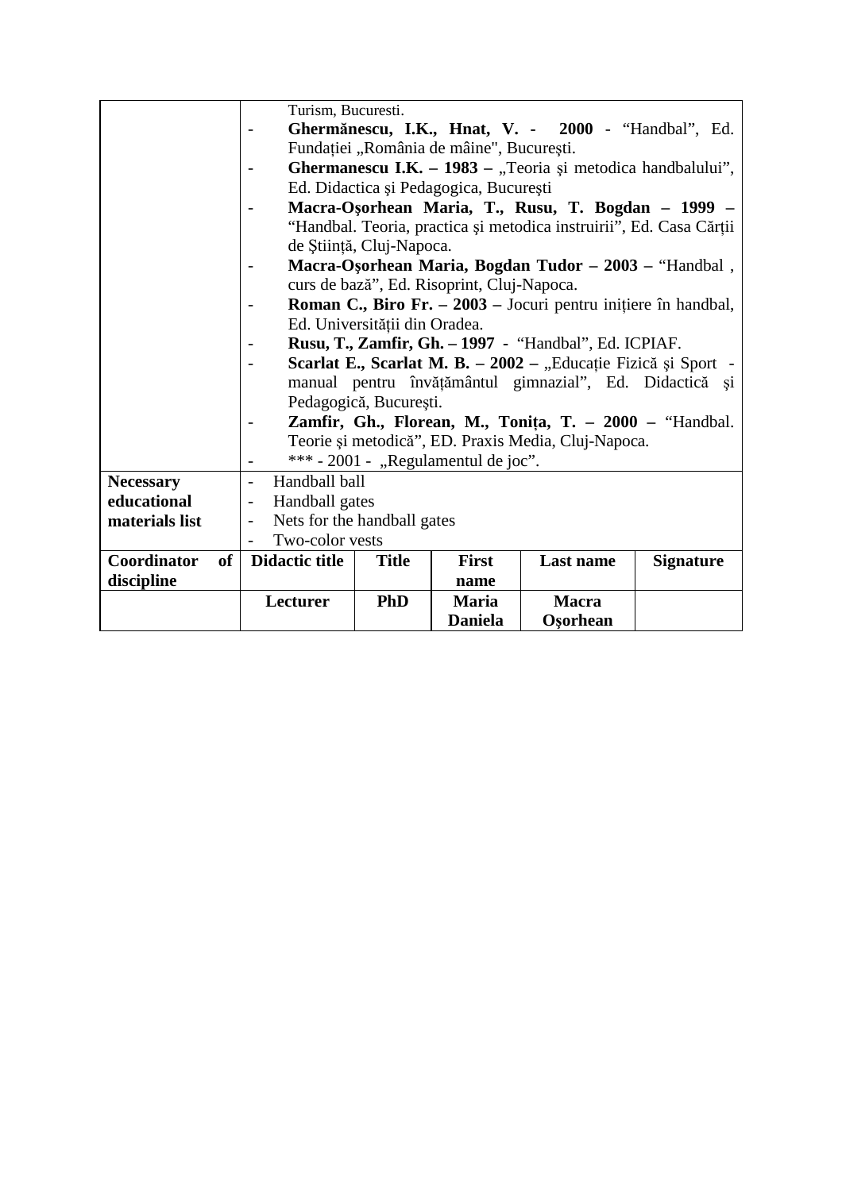| | | | | | |
|---|---|---|---|---|---|
| | Turism, Bucuresti.<br>- **Ghermănescu, I.K., Hnat, V. - 2000** - "Handbal", Ed. Fundației „România de mâine", București.<br>- **Ghermanescu I.K. – 1983 –** „Teoria şi metodica handbalului", Ed. Didactica şi Pedagogica, București<br>- **Macra-Oşorhean Maria, T., Rusu, T. Bogdan – 1999 –** "Handbal. Teoria, practica şi metodica instruirii", Ed. Casa Cărții de Știință, Cluj-Napoca.<br>- **Macra-Oşorhean Maria, Bogdan Tudor – 2003 –** "Handbal , curs de bază", Ed. Risoprint, Cluj-Napoca.<br>- **Roman C., Biro Fr. – 2003 –** Jocuri pentru inițiere în handbal, Ed. Universității din Oradea.<br>- **Rusu, T., Zamfir, Gh. – 1997 -** "Handbal", Ed. ICPIAF.<br>- **Scarlat E., Scarlat M. B. – 2002 –** „Educație Fizică şi Sport - manual pentru învățământul gimnazial", Ed. Didactică şi Pedagogică, București.<br>- **Zamfir, Gh., Florean, M., Tonița, T. – 2000 –** "Handbal. Teorie şi metodică", ED. Praxis Media, Cluj-Napoca.<br>- *** - 2001 - „Regulamentul de joc". | | | | |
| **Necessary educational materials list** | - Handball ball<br>- Handball gates<br>- Nets for the handball gates<br>- Two-color vests | | | | |
| **Coordinator of discipline** | **Didactic title** | **Title** | **First name** | **Last name** | **Signature** |
| | **Lecturer** | **PhD** | **Maria Daniela** | **Macra Oşorhean** | |